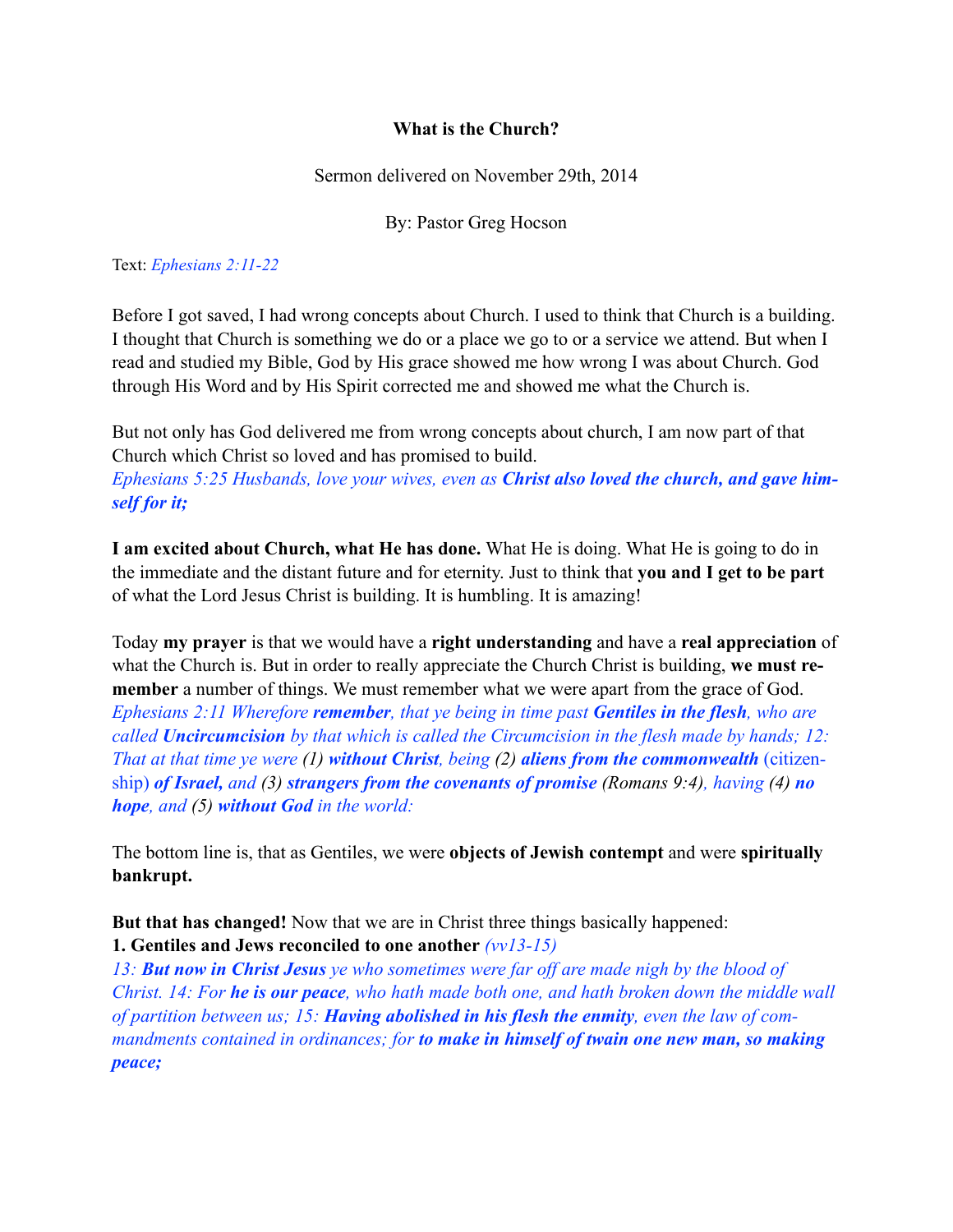**What is the Church?**

Sermon delivered on November 29th, 2014

By: Pastor Greg Hocson

Text: *Ephesians 2:11-22*

Before I got saved, I had wrong concepts about Church. I used to think that Church is a building. I thought that Church is something we do or a place we go to or a service we attend. But when I read and studied my Bible, God by His grace showed me how wrong I was about Church. God through His Word and by His Spirit corrected me and showed me what the Church is.

But not only has God delivered me from wrong concepts about church, I am now part of that Church which Christ so loved and has promised to build.
*Ephesians 5:25 Husbands, love your wives, even as **Christ also loved the church, and gave himself for it;***

**I am excited about Church, what He has done.** What He is doing. What He is going to do in the immediate and the distant future and for eternity. Just to think that **you and I get to be part** of what the Lord Jesus Christ is building. It is humbling. It is amazing!

Today **my prayer** is that we would have a **right understanding** and have a **real appreciation** of what the Church is. But in order to really appreciate the Church Christ is building, **we must remember** a number of things. We must remember what we were apart from the grace of God.
*Ephesians 2:11 Wherefore **remember**, that ye being in time past **Gentiles in the flesh**, who are called **Uncircumcision** by that which is called the Circumcision in the flesh made by hands; 12: That at that time ye were* (1) ***without Christ**, being* (2) ***aliens from the commonwealth*** (citizenship) ***of Israel,** and* (3) ***strangers from the covenants of promise*** (Romans 9:4)*, having* (4) ***no hope**, and* (5) ***without God** in the world:*

The bottom line is, that as Gentiles, we were **objects of Jewish contempt** and were **spiritually bankrupt.**

**But that has changed!** Now that we are in Christ three things basically happened:
**1. Gentiles and Jews reconciled to one another** *(vv13-15)*
*13: **But now in Christ Jesus** ye who sometimes were far off are made nigh by the blood of Christ. 14: For **he is our peace**, who hath made both one, and hath broken down the middle wall of partition between us; 15: **Having abolished in his flesh the enmity**, even the law of commandments contained in ordinances; for **to make in himself of twain one new man, so making peace;***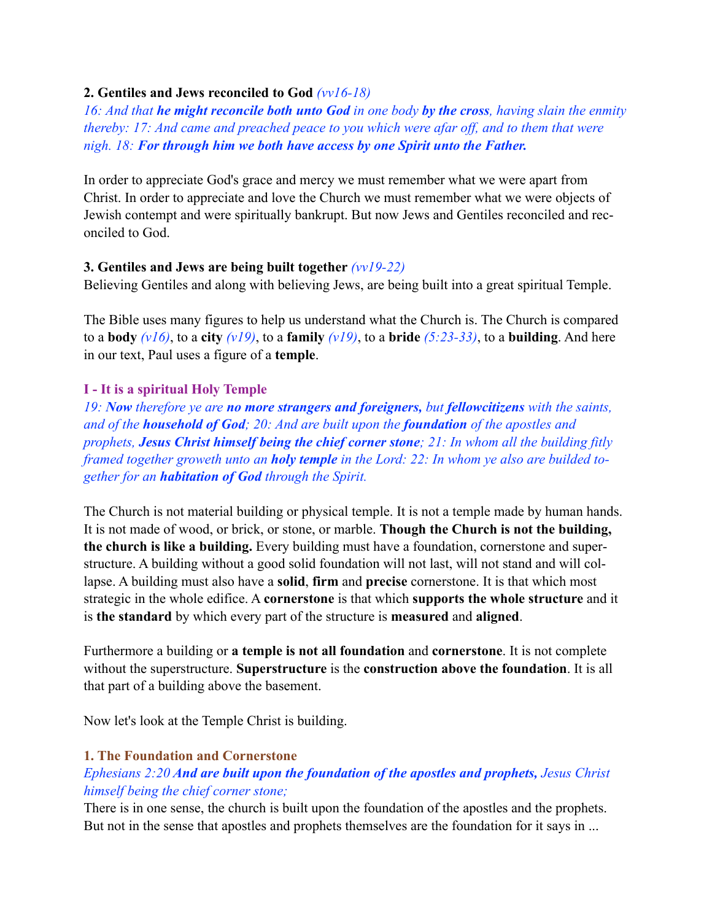**2. Gentiles and Jews reconciled to God** *(vv16-18)*

*16: And that **he might reconcile both unto God** in one body **by the cross**, having slain the enmity thereby: 17: And came and preached peace to you which were afar off, and to them that were nigh. 18: **For through him we both have access by one Spirit unto the Father.***

In order to appreciate God's grace and mercy we must remember what we were apart from Christ. In order to appreciate and love the Church we must remember what we were objects of Jewish contempt and were spiritually bankrupt. But now Jews and Gentiles reconciled and reconciled to God.

**3. Gentiles and Jews are being built together** *(vv19-22)*

Believing Gentiles and along with believing Jews, are being built into a great spiritual Temple.

The Bible uses many figures to help us understand what the Church is. The Church is compared to a **body** *(v16)*, to a **city** *(v19)*, to a **family** *(v19)*, to a **bride** *(5:23-33)*, to a **building**. And here in our text, Paul uses a figure of a **temple**.

### I - It is a spiritual Holy Temple

*19: **Now** therefore ye are **no more strangers and foreigners,** but **fellowcitizens** with the saints, and of the **household of God**; 20: And are built upon the **foundation** of the apostles and prophets, **Jesus Christ himself being the chief corner stone**; 21: In whom all the building fitly framed together groweth unto an **holy temple** in the Lord: 22: In whom ye also are builded together for an **habitation of God** through the Spirit.*

The Church is not material building or physical temple. It is not a temple made by human hands. It is not made of wood, or brick, or stone, or marble. **Though the Church is not the building, the church is like a building.** Every building must have a foundation, cornerstone and superstructure. A building without a good solid foundation will not last, will not stand and will collapse. A building must also have a **solid**, **firm** and **precise** cornerstone. It is that which most strategic in the whole edifice. A **cornerstone** is that which **supports the whole structure** and it is **the standard** by which every part of the structure is **measured** and **aligned**.

Furthermore a building or **a temple is not all foundation** and **cornerstone**. It is not complete without the superstructure. **Superstructure** is the **construction above the foundation**. It is all that part of a building above the basement.

Now let's look at the Temple Christ is building.

#### 1. The Foundation and Cornerstone

*Ephesians 2:20 **And are built upon the foundation of the apostles and prophets,** Jesus Christ himself being the chief corner stone;*

There is in one sense, the church is built upon the foundation of the apostles and the prophets. But not in the sense that apostles and prophets themselves are the foundation for it says in ...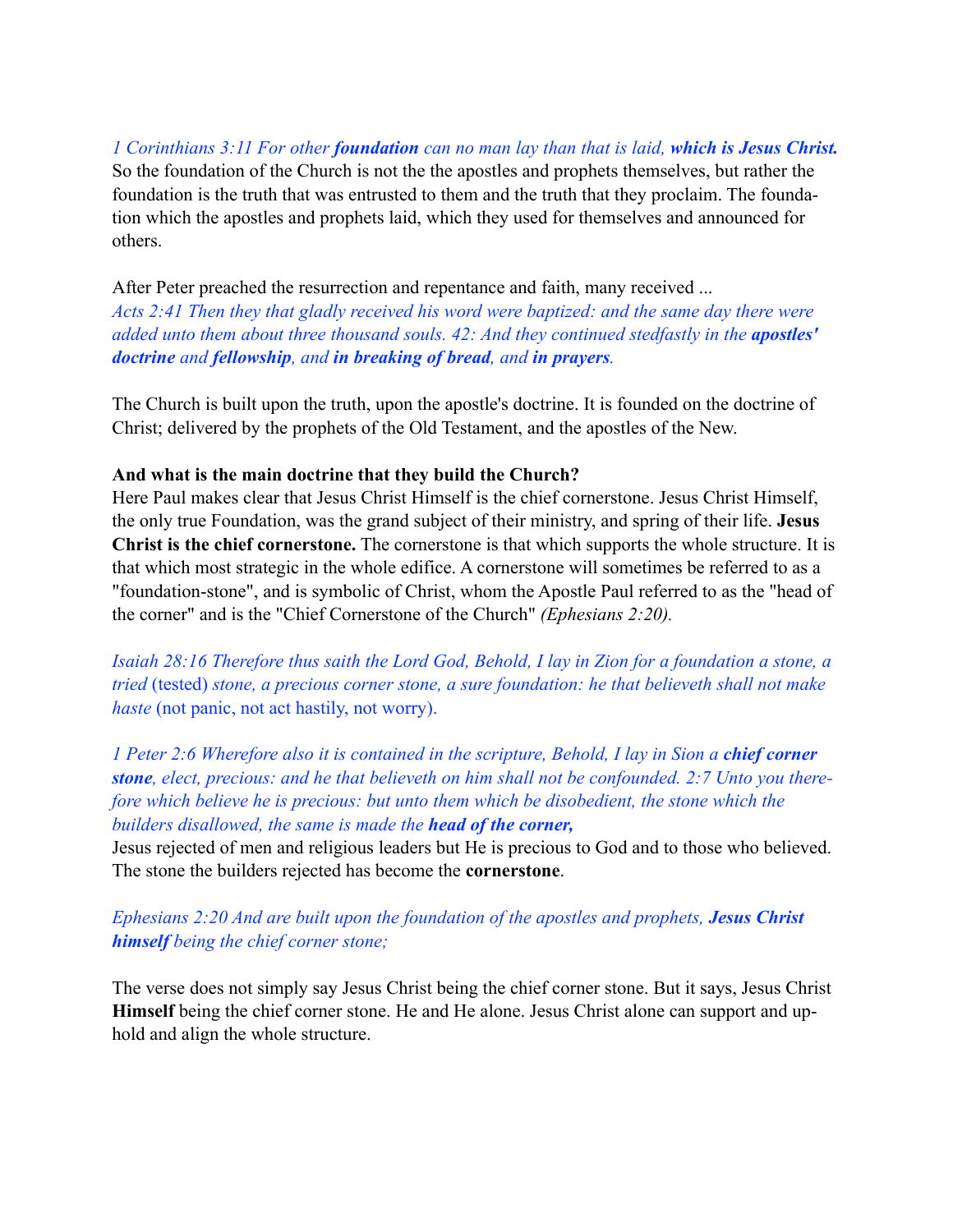*1 Corinthians 3:11 For other* ***foundation*** *can no man lay than that is laid,* ***which is Jesus Christ.***
So the foundation of the Church is not the the apostles and prophets themselves, but rather the foundation is the truth that was entrusted to them and the truth that they proclaim. The foundation which the apostles and prophets laid, which they used for themselves and announced for others.

After Peter preached the resurrection and repentance and faith, many received ...
*Acts 2:41 Then they that gladly received his word were baptized: and the same day there were added unto them about three thousand souls. 42: And they continued stedfastly in the* ***apostles' doctrine*** *and* ***fellowship****, and* ***in breaking of bread****, and* ***in prayers****.*

The Church is built upon the truth, upon the apostle's doctrine. It is founded on the doctrine of Christ; delivered by the prophets of the Old Testament, and the apostles of the New.

**And what is the main doctrine that they build the Church?**
Here Paul makes clear that Jesus Christ Himself is the chief cornerstone. Jesus Christ Himself, the only true Foundation, was the grand subject of their ministry, and spring of their life. **Jesus Christ is the chief cornerstone.** The cornerstone is that which supports the whole structure. It is that which most strategic in the whole edifice. A cornerstone will sometimes be referred to as a "foundation-stone", and is symbolic of Christ, whom the Apostle Paul referred to as the "head of the corner" and is the "Chief Cornerstone of the Church" *(Ephesians 2:20).*

*Isaiah 28:16 Therefore thus saith the Lord God, Behold, I lay in Zion for a foundation a stone, a tried* (tested) *stone, a precious corner stone, a sure foundation: he that believeth shall not make haste* (not panic, not act hastily, not worry).

*1 Peter 2:6 Wherefore also it is contained in the scripture, Behold, I lay in Sion a* ***chief corner stone****, elect, precious: and he that believeth on him shall not be confounded. 2:7 Unto you therefore which believe he is precious: but unto them which be disobedient, the stone which the builders disallowed, the same is made the* ***head of the corner,***
Jesus rejected of men and religious leaders but He is precious to God and to those who believed. The stone the builders rejected has become the **cornerstone**.

*Ephesians 2:20 And are built upon the foundation of the apostles and prophets,* ***Jesus Christ himself*** *being the chief corner stone;*

The verse does not simply say Jesus Christ being the chief corner stone. But it says, Jesus Christ **Himself** being the chief corner stone. He and He alone. Jesus Christ alone can support and uphold and align the whole structure.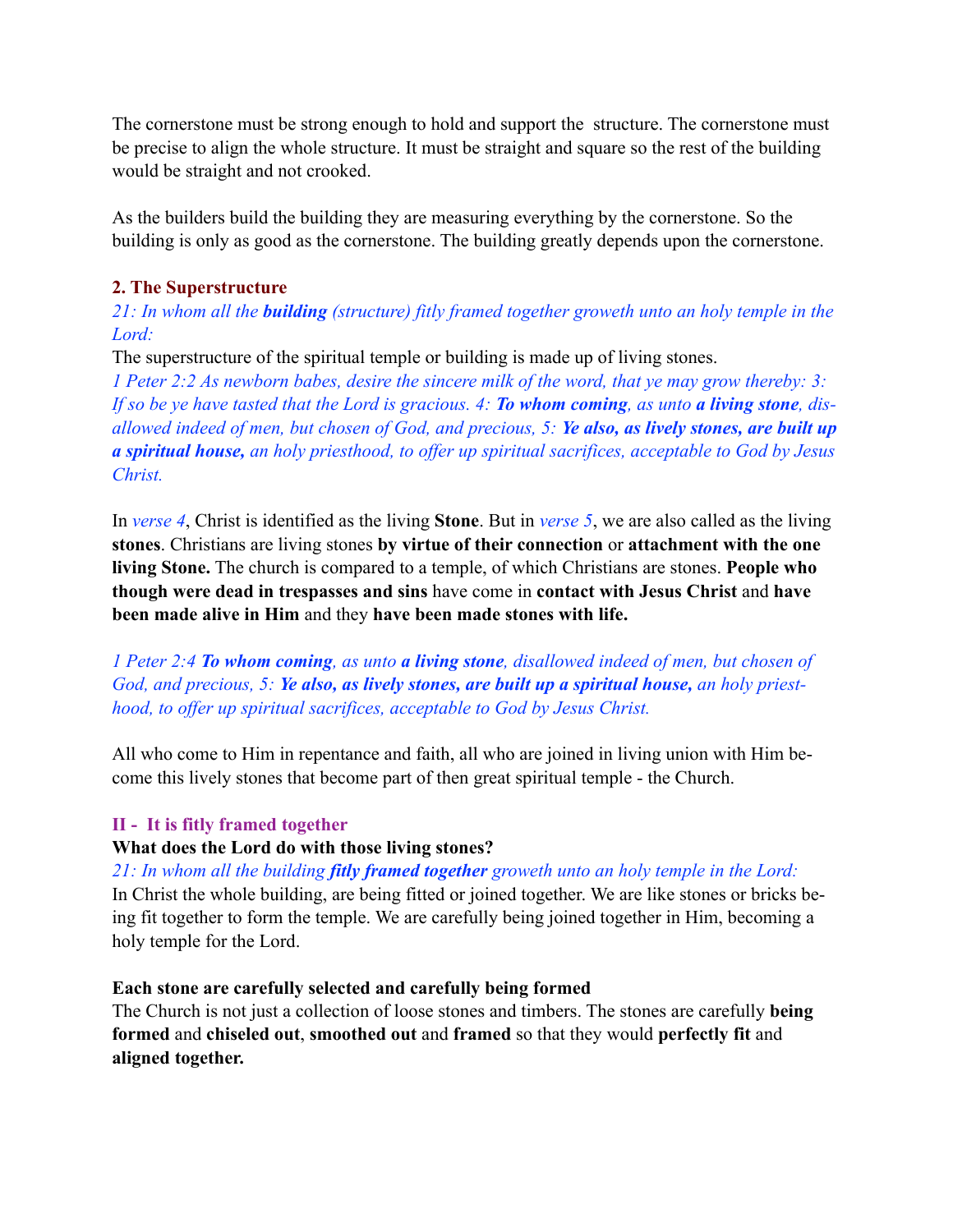The cornerstone must be strong enough to hold and support the structure. The cornerstone must be precise to align the whole structure. It must be straight and square so the rest of the building would be straight and not crooked.

As the builders build the building they are measuring everything by the cornerstone. So the building is only as good as the cornerstone. The building greatly depends upon the cornerstone.

### 2. The Superstructure

*21: In whom all the* ***building*** *(structure) fitly framed together groweth unto an holy temple in the Lord:*

The superstructure of the spiritual temple or building is made up of living stones.

*1 Peter 2:2 As newborn babes, desire the sincere milk of the word, that ye may grow thereby: 3: If so be ye have tasted that the Lord is gracious. 4:* ***To whom coming****, as unto* ***a living stone****, disallowed indeed of men, but chosen of God, and precious, 5:* ***Ye also, as lively stones, are built up a spiritual house,*** *an holy priesthood, to offer up spiritual sacrifices, acceptable to God by Jesus Christ.*

In *verse 4*, Christ is identified as the living **Stone**. But in *verse 5*, we are also called as the living **stones**. Christians are living stones **by virtue of their connection** or **attachment with the one living Stone.** The church is compared to a temple, of which Christians are stones. **People who though were dead in trespasses and sins** have come in **contact with Jesus Christ** and **have been made alive in Him** and they **have been made stones with life.**

*1 Peter 2:4* ***To whom coming****, as unto* ***a living stone****, disallowed indeed of men, but chosen of God, and precious, 5:* ***Ye also, as lively stones, are built up a spiritual house,*** *an holy priesthood, to offer up spiritual sacrifices, acceptable to God by Jesus Christ.*

All who come to Him in repentance and faith, all who are joined in living union with Him become this lively stones that become part of then great spiritual temple - the Church.

## II - It is fitly framed together

**What does the Lord do with those living stones?**

*21: In whom all the building* ***fitly framed together*** *groweth unto an holy temple in the Lord:*

In Christ the whole building, are being fitted or joined together. We are like stones or bricks being fit together to form the temple. We are carefully being joined together in Him, becoming a holy temple for the Lord.

**Each stone are carefully selected and carefully being formed**

The Church is not just a collection of loose stones and timbers. The stones are carefully **being formed** and **chiseled out**, **smoothed out** and **framed** so that they would **perfectly fit** and **aligned together.**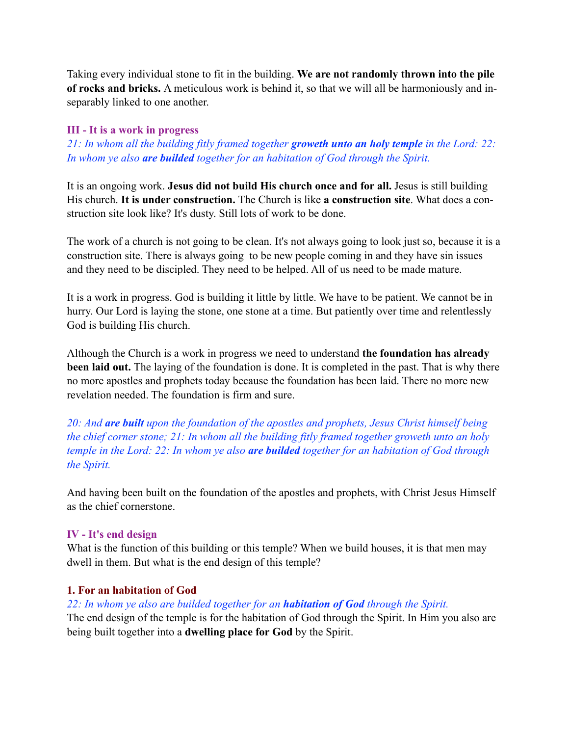Taking every individual stone to fit in the building. **We are not randomly thrown into the pile of rocks and bricks.** A meticulous work is behind it, so that we will all be harmoniously and inseparably linked to one another.

### III - It is a work in progress

*21: In whom all the building fitly framed together **groweth unto an holy temple** in the Lord: 22: In whom ye also **are builded** together for an habitation of God through the Spirit.*

It is an ongoing work. **Jesus did not build His church once and for all.** Jesus is still building His church. **It is under construction.** The Church is like **a construction site**. What does a construction site look like? It's dusty. Still lots of work to be done.

The work of a church is not going to be clean. It's not always going to look just so, because it is a construction site. There is always going to be new people coming in and they have sin issues and they need to be discipled. They need to be helped. All of us need to be made mature.

It is a work in progress. God is building it little by little. We have to be patient. We cannot be in hurry. Our Lord is laying the stone, one stone at a time. But patiently over time and relentlessly God is building His church.

Although the Church is a work in progress we need to understand **the foundation has already been laid out.** The laying of the foundation is done. It is completed in the past. That is why there no more apostles and prophets today because the foundation has been laid. There no more new revelation needed. The foundation is firm and sure.

*20: And **are built** upon the foundation of the apostles and prophets, Jesus Christ himself being the chief corner stone; 21: In whom all the building fitly framed together groweth unto an holy temple in the Lord: 22: In whom ye also **are builded** together for an habitation of God through the Spirit.*

And having been built on the foundation of the apostles and prophets, with Christ Jesus Himself as the chief cornerstone.

### IV - It's end design

What is the function of this building or this temple? When we build houses, it is that men may dwell in them. But what is the end design of this temple?

#### 1. For an habitation of God

*22: In whom ye also are builded together for an **habitation of God** through the Spirit.*

The end design of the temple is for the habitation of God through the Spirit. In Him you also are being built together into a **dwelling place for God** by the Spirit.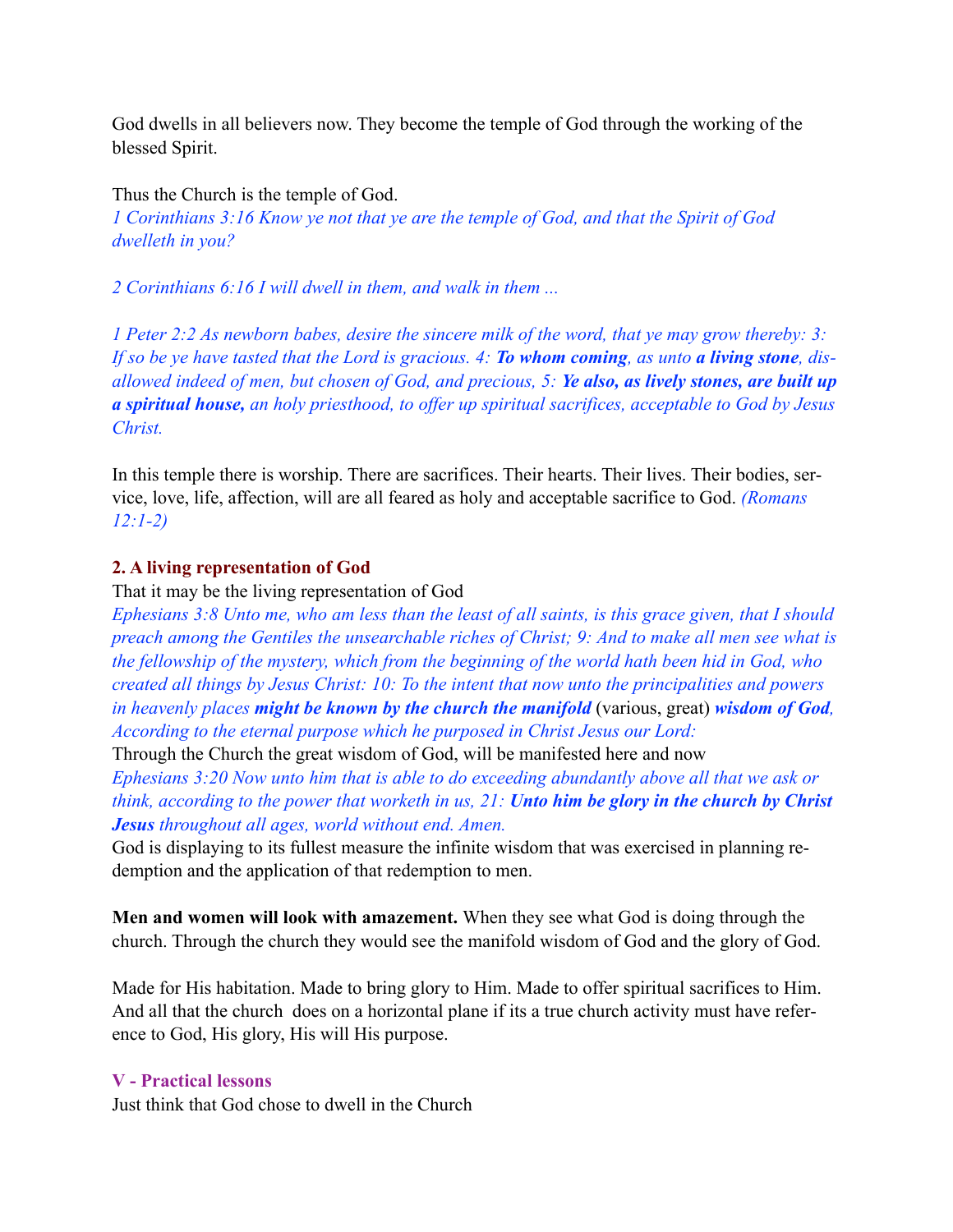God dwells in all believers now. They become the temple of God through the working of the blessed Spirit.

Thus the Church is the temple of God.
*1 Corinthians 3:16 Know ye not that ye are the temple of God, and that the Spirit of God dwelleth in you?*

*2 Corinthians 6:16 I will dwell in them, and walk in them ...*

*1 Peter 2:2 As newborn babes, desire the sincere milk of the word, that ye may grow thereby: 3: If so be ye have tasted that the Lord is gracious. 4:* ***To whom coming****, as unto* ***a living stone****, disallowed indeed of men, but chosen of God, and precious, 5:* ***Ye also, as lively stones, are built up a spiritual house,*** *an holy priesthood, to offer up spiritual sacrifices, acceptable to God by Jesus Christ.*

In this temple there is worship. There are sacrifices. Their hearts. Their lives. Their bodies, service, love, life, affection, will are all feared as holy and acceptable sacrifice to God. *(Romans 12:1-2)*

### 2. A living representation of God

That it may be the living representation of God
*Ephesians 3:8 Unto me, who am less than the least of all saints, is this grace given, that I should preach among the Gentiles the unsearchable riches of Christ; 9: And to make all men see what is the fellowship of the mystery, which from the beginning of the world hath been hid in God, who created all things by Jesus Christ: 10: To the intent that now unto the principalities and powers in heavenly places* ***might be known by the church the manifold*** (various, great) ***wisdom of God****, According to the eternal purpose which he purposed in Christ Jesus our Lord:*
Through the Church the great wisdom of God, will be manifested here and now
*Ephesians 3:20 Now unto him that is able to do exceeding abundantly above all that we ask or think, according to the power that worketh in us, 21:* ***Unto him be glory in the church by Christ Jesus*** *throughout all ages, world without end. Amen.*
God is displaying to its fullest measure the infinite wisdom that was exercised in planning redemption and the application of that redemption to men.

**Men and women will look with amazement.** When they see what God is doing through the church. Through the church they would see the manifold wisdom of God and the glory of God.

Made for His habitation. Made to bring glory to Him. Made to offer spiritual sacrifices to Him. And all that the church does on a horizontal plane if its a true church activity must have reference to God, His glory, His will His purpose.

## V - Practical lessons

Just think that God chose to dwell in the Church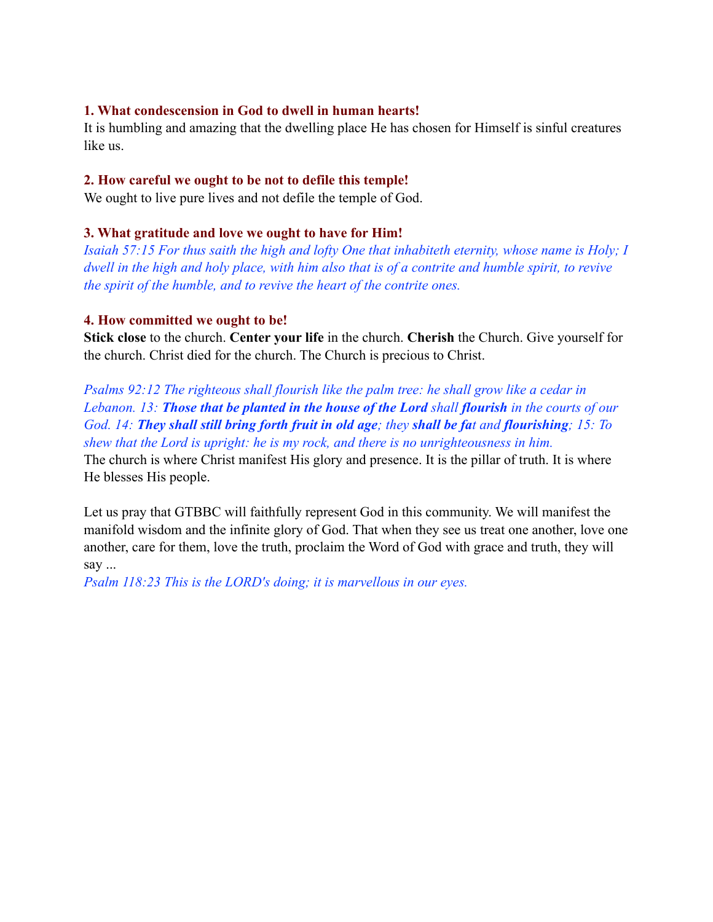**1. What condescension in God to dwell in human hearts!**

It is humbling and amazing that the dwelling place He has chosen for Himself is sinful creatures like us.

**2. How careful we ought to be not to defile this temple!**

We ought to live pure lives and not defile the temple of God.

**3. What gratitude and love we ought to have for Him!**

*Isaiah 57:15 For thus saith the high and lofty One that inhabiteth eternity, whose name is Holy; I dwell in the high and holy place, with him also that is of a contrite and humble spirit, to revive the spirit of the humble, and to revive the heart of the contrite ones.*

**4. How committed we ought to be!**

**Stick close** to the church. **Center your life** in the church. **Cherish** the Church. Give yourself for the church. Christ died for the church. The Church is precious to Christ.

*Psalms 92:12 The righteous shall flourish like the palm tree: he shall grow like a cedar in Lebanon. 13: **Those that be planted in the house of the Lord** shall **flourish** in the courts of our God. 14: **They shall still bring forth fruit in old age**; they **shall be fa**t and **flourishing**; 15: To shew that the Lord is upright: he is my rock, and there is no unrighteousness in him.*

The church is where Christ manifest His glory and presence. It is the pillar of truth. It is where He blesses His people.

Let us pray that GTBBC will faithfully represent God in this community. We will manifest the manifold wisdom and the infinite glory of God. That when they see us treat one another, love one another, care for them, love the truth, proclaim the Word of God with grace and truth, they will say ...

*Psalm 118:23 This is the LORD's doing; it is marvellous in our eyes.*